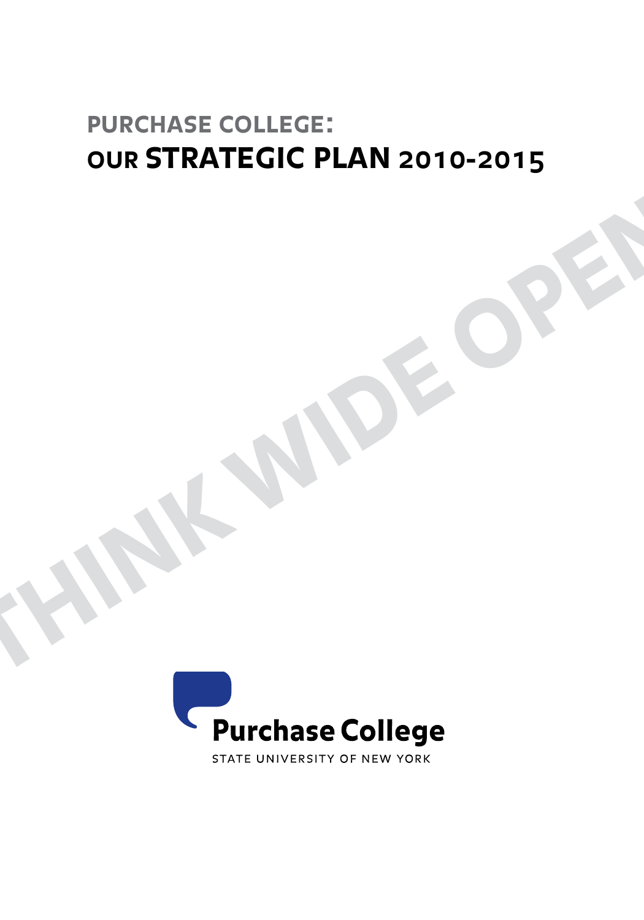# PURCHASE COLLEGE:
# OUR STRATEGIC PLAN 2010-2015

THINK WIDE OPEN

Purchase College

STATE UNIVERSITY OF NEW YORK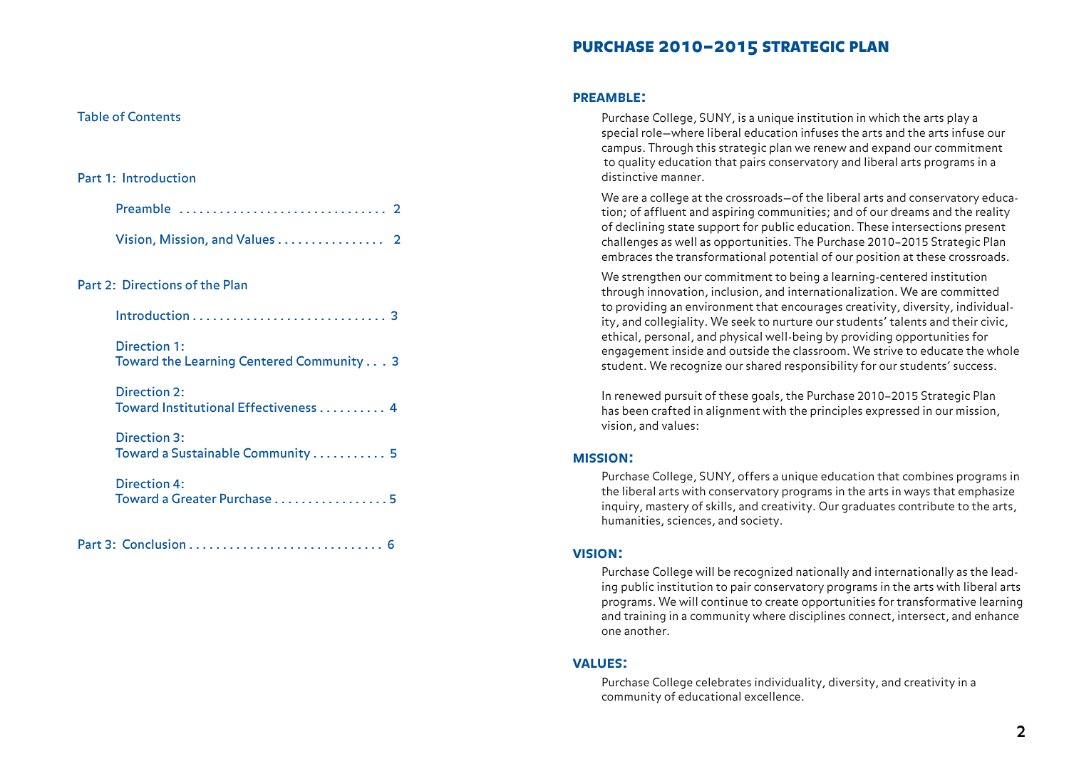Table of Contents

Part 1: Introduction

- Preamble . . . . . . . . . . . . . . . . . . . . . . . . . . . . . . 2
- Vision, Mission, and Values . . . . . . . . . . . . . . . . 2

Part 2: Directions of the Plan

- Introduction . . . . . . . . . . . . . . . . . . . . . . . . . . . . . 3
- Direction 1: Toward the Learning Centered Community . . . 3
- Direction 2: Toward Institutional Effectiveness . . . . . . . . . . 4
- Direction 3: Toward a Sustainable Community . . . . . . . . . . . 5
- Direction 4: Toward a Greater Purchase . . . . . . . . . . . . . . . . . 5

Part 3: Conclusion . . . . . . . . . . . . . . . . . . . . . . . . . . . . . 6

# PURCHASE 2010–2015 STRATEGIC PLAN

## PREAMBLE:

Purchase College, SUNY, is a unique institution in which the arts play a special role—where liberal education infuses the arts and the arts infuse our campus. Through this strategic plan we renew and expand our commitment to quality education that pairs conservatory and liberal arts programs in a distinctive manner.

We are a college at the crossroads—of the liberal arts and conservatory education; of affluent and aspiring communities; and of our dreams and the reality of declining state support for public education. These intersections present challenges as well as opportunities. The Purchase 2010–2015 Strategic Plan embraces the transformational potential of our position at these crossroads.

We strengthen our commitment to being a learning-centered institution through innovation, inclusion, and internationalization. We are committed to providing an environment that encourages creativity, diversity, individuality, and collegiality. We seek to nurture our students' talents and their civic, ethical, personal, and physical well-being by providing opportunities for engagement inside and outside the classroom. We strive to educate the whole student. We recognize our shared responsibility for our students' success.

In renewed pursuit of these goals, the Purchase 2010–2015 Strategic Plan has been crafted in alignment with the principles expressed in our mission, vision, and values:

## MISSION:

Purchase College, SUNY, offers a unique education that combines programs in the liberal arts with conservatory programs in the arts in ways that emphasize inquiry, mastery of skills, and creativity. Our graduates contribute to the arts, humanities, sciences, and society.

## VISION:

Purchase College will be recognized nationally and internationally as the leading public institution to pair conservatory programs in the arts with liberal arts programs. We will continue to create opportunities for transformative learning and training in a community where disciplines connect, intersect, and enhance one another.

## VALUES:

Purchase College celebrates individuality, diversity, and creativity in a community of educational excellence.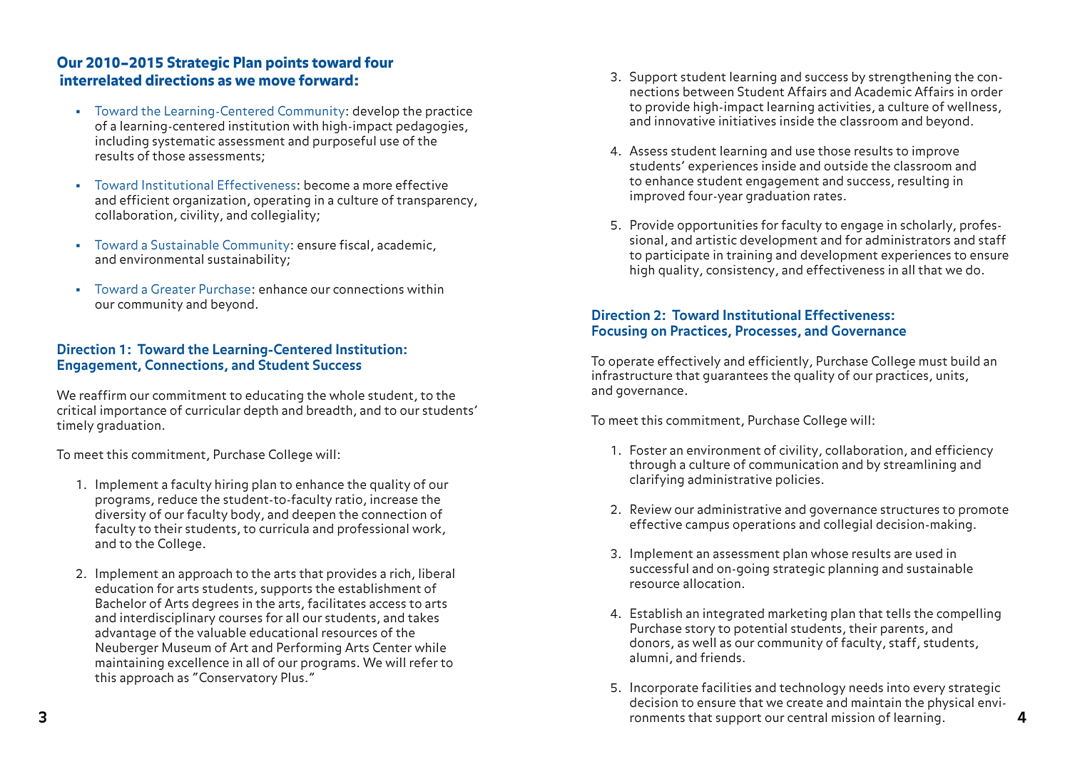## Our 2010–2015 Strategic Plan points toward four interrelated directions as we move forward:

- Toward the Learning-Centered Community: develop the practice of a learning-centered institution with high-impact pedagogies, including systematic assessment and purposeful use of the results of those assessments;
- Toward Institutional Effectiveness: become a more effective and efficient organization, operating in a culture of transparency, collaboration, civility, and collegiality;
- Toward a Sustainable Community: ensure fiscal, academic, and environmental sustainability;
- Toward a Greater Purchase: enhance our connections within our community and beyond.

### Direction 1: Toward the Learning-Centered Institution: Engagement, Connections, and Student Success

We reaffirm our commitment to educating the whole student, to the critical importance of curricular depth and breadth, and to our students' timely graduation.

To meet this commitment, Purchase College will:

1. Implement a faculty hiring plan to enhance the quality of our programs, reduce the student-to-faculty ratio, increase the diversity of our faculty body, and deepen the connection of faculty to their students, to curricula and professional work, and to the College.
2. Implement an approach to the arts that provides a rich, liberal education for arts students, supports the establishment of Bachelor of Arts degrees in the arts, facilitates access to arts and interdisciplinary courses for all our students, and takes advantage of the valuable educational resources of the Neuberger Museum of Art and Performing Arts Center while maintaining excellence in all of our programs. We will refer to this approach as "Conservatory Plus."
3. Support student learning and success by strengthening the connections between Student Affairs and Academic Affairs in order to provide high-impact learning activities, a culture of wellness, and innovative initiatives inside the classroom and beyond.
4. Assess student learning and use those results to improve students' experiences inside and outside the classroom and to enhance student engagement and success, resulting in improved four-year graduation rates.
5. Provide opportunities for faculty to engage in scholarly, professional, and artistic development and for administrators and staff to participate in training and development experiences to ensure high quality, consistency, and effectiveness in all that we do.

### Direction 2: Toward Institutional Effectiveness: Focusing on Practices, Processes, and Governance

To operate effectively and efficiently, Purchase College must build an infrastructure that guarantees the quality of our practices, units, and governance.

To meet this commitment, Purchase College will:

1. Foster an environment of civility, collaboration, and efficiency through a culture of communication and by streamlining and clarifying administrative policies.
2. Review our administrative and governance structures to promote effective campus operations and collegial decision-making.
3. Implement an assessment plan whose results are used in successful and on-going strategic planning and sustainable resource allocation.
4. Establish an integrated marketing plan that tells the compelling Purchase story to potential students, their parents, and donors, as well as our community of faculty, staff, students, alumni, and friends.
5. Incorporate facilities and technology needs into every strategic decision to ensure that we create and maintain the physical environments that support our central mission of learning.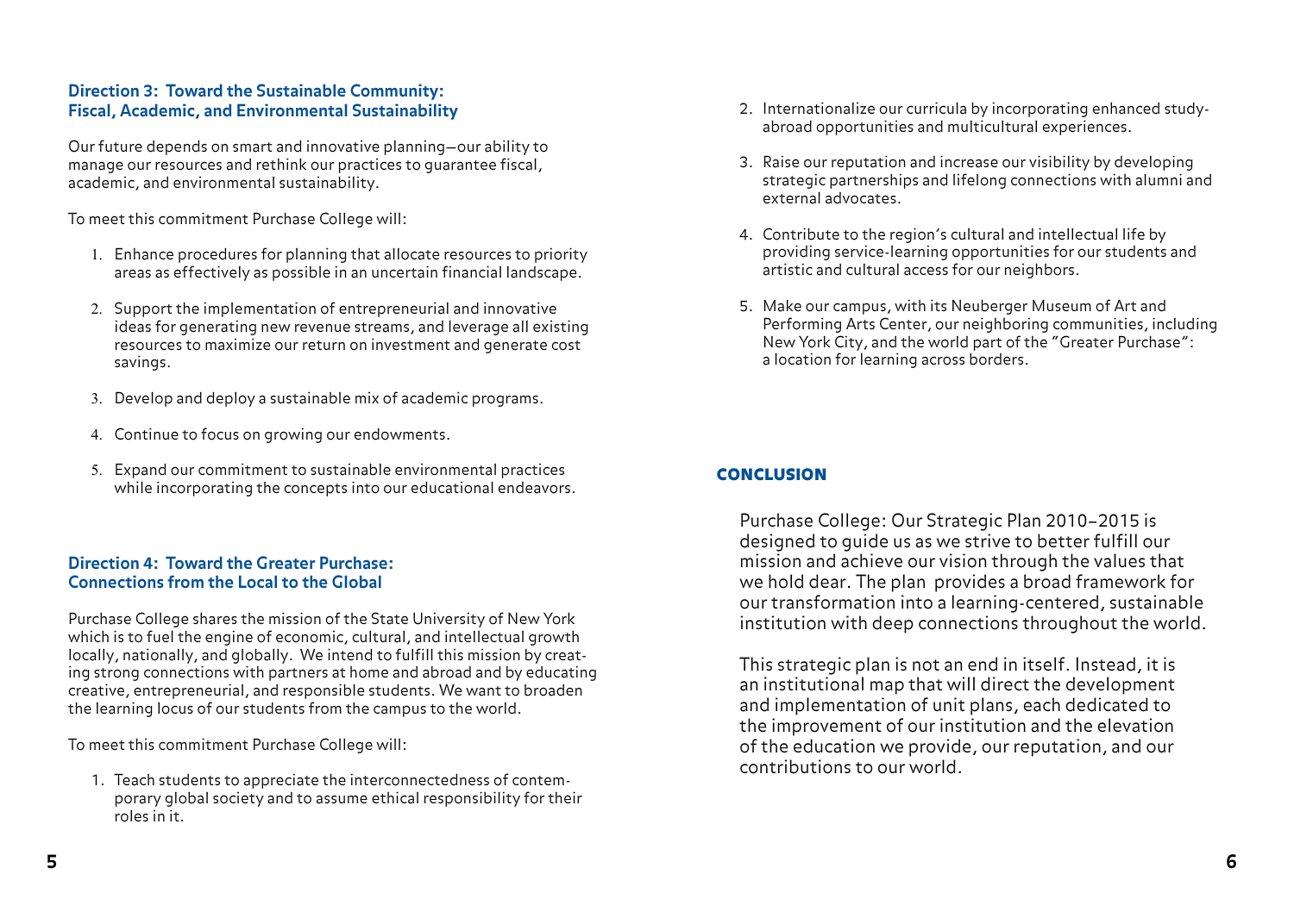### Direction 3: Toward the Sustainable Community: Fiscal, Academic, and Environmental Sustainability

Our future depends on smart and innovative planning—our ability to manage our resources and rethink our practices to guarantee fiscal, academic, and environmental sustainability.

To meet this commitment Purchase College will:

1. Enhance procedures for planning that allocate resources to priority areas as effectively as possible in an uncertain financial landscape.
2. Support the implementation of entrepreneurial and innovative ideas for generating new revenue streams, and leverage all existing resources to maximize our return on investment and generate cost savings.
3. Develop and deploy a sustainable mix of academic programs.
4. Continue to focus on growing our endowments.
5. Expand our commitment to sustainable environmental practices while incorporating the concepts into our educational endeavors.

### Direction 4: Toward the Greater Purchase: Connections from the Local to the Global

Purchase College shares the mission of the State University of New York which is to fuel the engine of economic, cultural, and intellectual growth locally, nationally, and globally. We intend to fulfill this mission by creating strong connections with partners at home and abroad and by educating creative, entrepreneurial, and responsible students. We want to broaden the learning locus of our students from the campus to the world.

To meet this commitment Purchase College will:

1. Teach students to appreciate the interconnectedness of contemporary global society and to assume ethical responsibility for their roles in it.
2. Internationalize our curricula by incorporating enhanced study-abroad opportunities and multicultural experiences.
3. Raise our reputation and increase our visibility by developing strategic partnerships and lifelong connections with alumni and external advocates.
4. Contribute to the region's cultural and intellectual life by providing service-learning opportunities for our students and artistic and cultural access for our neighbors.
5. Make our campus, with its Neuberger Museum of Art and Performing Arts Center, our neighboring communities, including New York City, and the world part of the "Greater Purchase": a location for learning across borders.

## CONCLUSION

Purchase College: Our Strategic Plan 2010–2015 is designed to guide us as we strive to better fulfill our mission and achieve our vision through the values that we hold dear. The plan provides a broad framework for our transformation into a learning-centered, sustainable institution with deep connections throughout the world.

This strategic plan is not an end in itself. Instead, it is an institutional map that will direct the development and implementation of unit plans, each dedicated to the improvement of our institution and the elevation of the education we provide, our reputation, and our contributions to our world.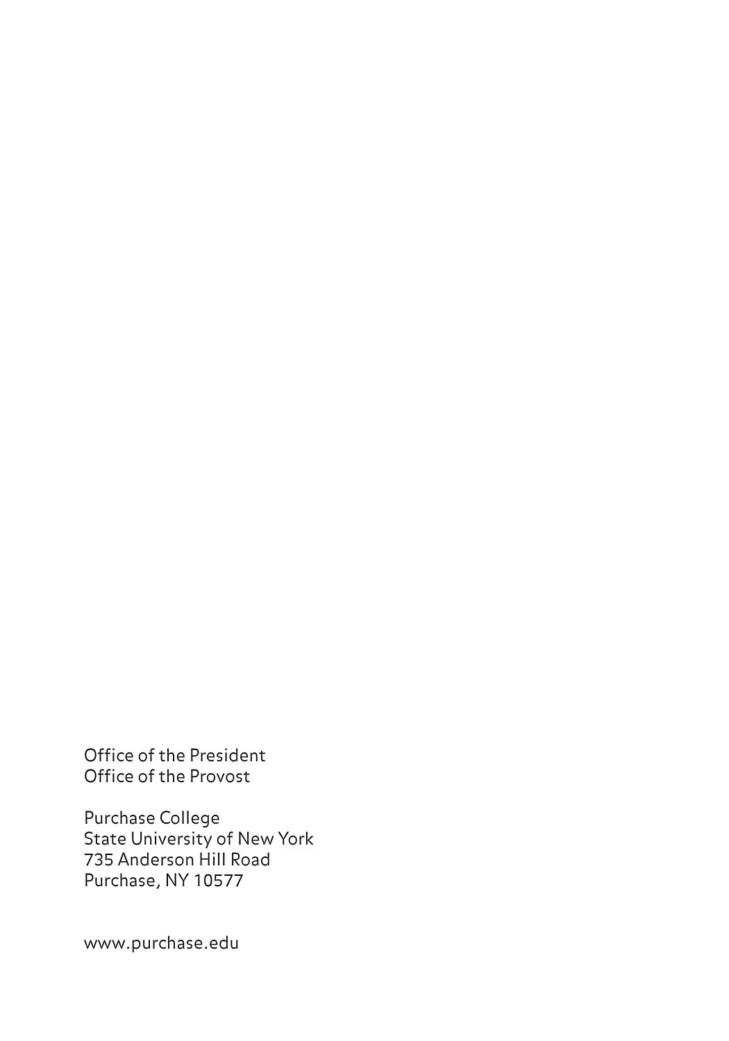Office of the President
Office of the Provost

Purchase College
State University of New York
735 Anderson Hill Road
Purchase, NY 10577

www.purchase.edu